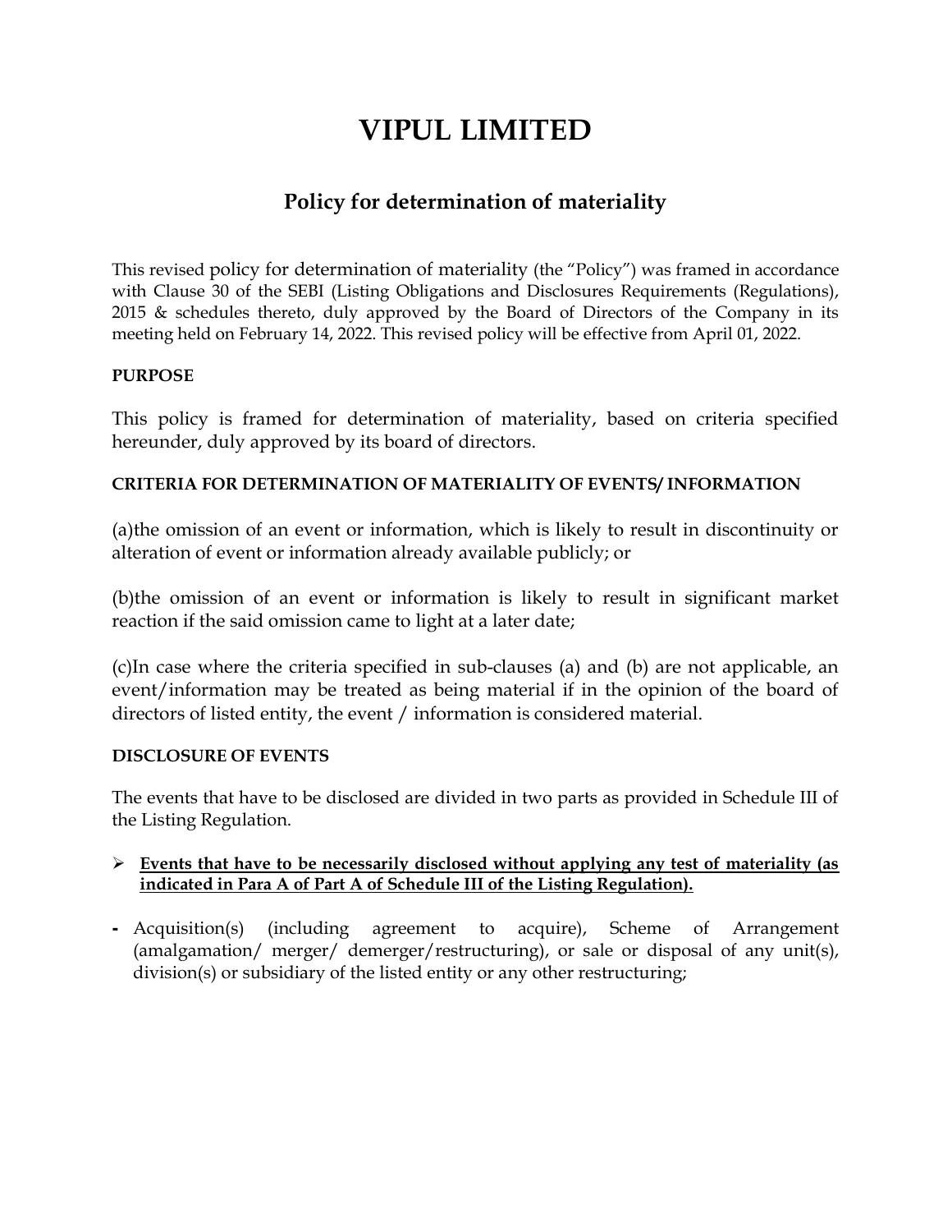# VIPUL LIMITED

## Policy for determination of materiality

This revised policy for determination of materiality (the "Policy") was framed in accordance with Clause 30 of the SEBI (Listing Obligations and Disclosures Requirements (Regulations), 2015 & schedules thereto, duly approved by the Board of Directors of the Company in its meeting held on February 14, 2022. This revised policy will be effective from April 01, 2022.

**PURPOSE**

This policy is framed for determination of materiality, based on criteria specified hereunder, duly approved by its board of directors.

**CRITERIA FOR DETERMINATION OF MATERIALITY OF EVENTS/ INFORMATION**

(a)the omission of an event or information, which is likely to result in discontinuity or alteration of event or information already available publicly; or

(b)the omission of an event or information is likely to result in significant market reaction if the said omission came to light at a later date;

(c)In case where the criteria specified in sub-clauses (a) and (b) are not applicable, an event/information may be treated as being material if in the opinion of the board of directors of listed entity, the event / information is considered material.

**DISCLOSURE OF EVENTS**

The events that have to be disclosed are divided in two parts as provided in Schedule III of the Listing Regulation.

- **<u>Events that have to be necessarily disclosed without applying any test of materiality (as indicated in Para A of Part A of Schedule III of the Listing Regulation).</u>**

- Acquisition(s) (including agreement to acquire), Scheme of Arrangement (amalgamation/ merger/ demerger/restructuring), or sale or disposal of any unit(s), division(s) or subsidiary of the listed entity or any other restructuring;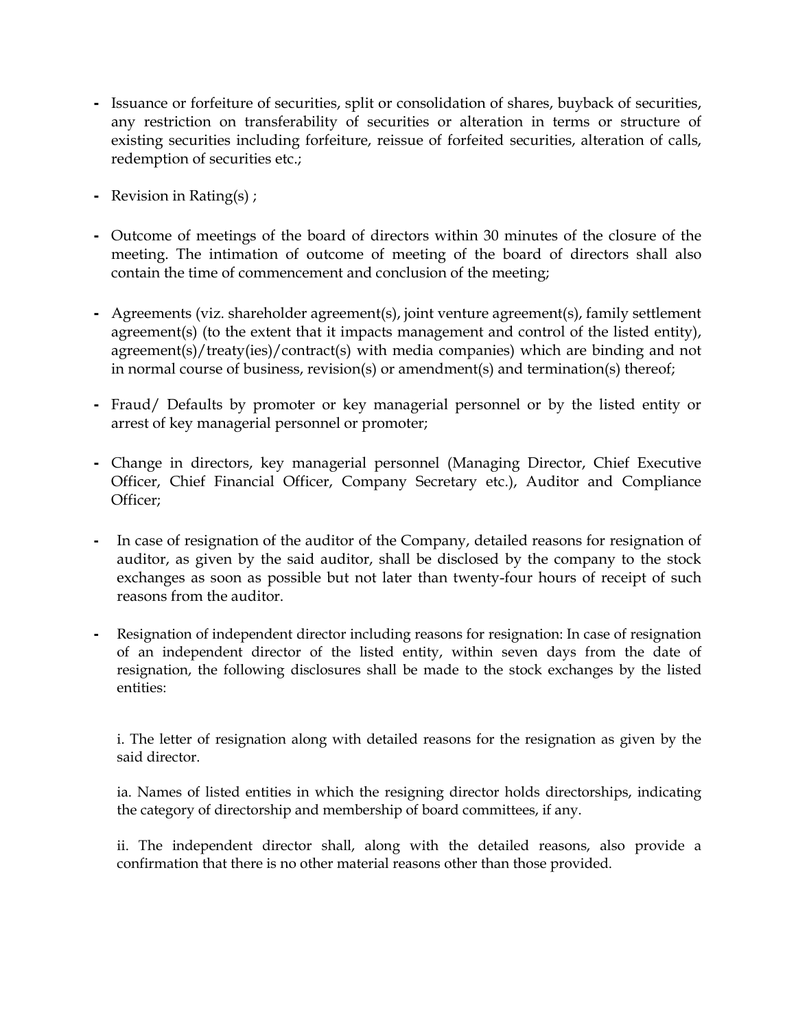- Issuance or forfeiture of securities, split or consolidation of shares, buyback of securities, any restriction on transferability of securities or alteration in terms or structure of existing securities including forfeiture, reissue of forfeited securities, alteration of calls, redemption of securities etc.;

- Revision in Rating(s) ;

- Outcome of meetings of the board of directors within 30 minutes of the closure of the meeting. The intimation of outcome of meeting of the board of directors shall also contain the time of commencement and conclusion of the meeting;

- Agreements (viz. shareholder agreement(s), joint venture agreement(s), family settlement agreement(s) (to the extent that it impacts management and control of the listed entity), agreement(s)/treaty(ies)/contract(s) with media companies) which are binding and not in normal course of business, revision(s) or amendment(s) and termination(s) thereof;

- Fraud/ Defaults by promoter or key managerial personnel or by the listed entity or arrest of key managerial personnel or promoter;

- Change in directors, key managerial personnel (Managing Director, Chief Executive Officer, Chief Financial Officer, Company Secretary etc.), Auditor and Compliance Officer;

- In case of resignation of the auditor of the Company, detailed reasons for resignation of auditor, as given by the said auditor, shall be disclosed by the company to the stock exchanges as soon as possible but not later than twenty-four hours of receipt of such reasons from the auditor.

- Resignation of independent director including reasons for resignation: In case of resignation of an independent director of the listed entity, within seven days from the date of resignation, the following disclosures shall be made to the stock exchanges by the listed entities:

  i. The letter of resignation along with detailed reasons for the resignation as given by the said director.

  ia. Names of listed entities in which the resigning director holds directorships, indicating the category of directorship and membership of board committees, if any.

  ii. The independent director shall, along with the detailed reasons, also provide a confirmation that there is no other material reasons other than those provided.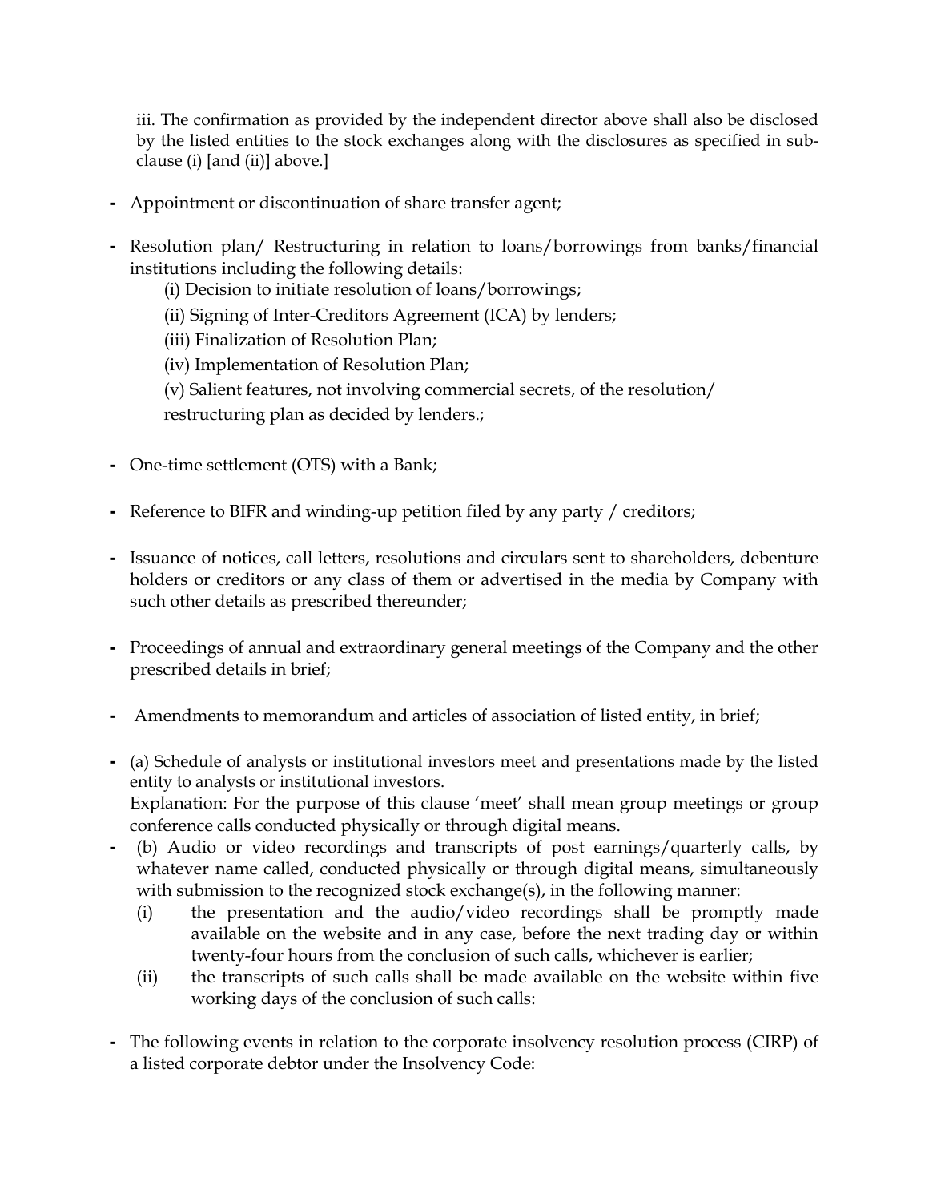iii. The confirmation as provided by the independent director above shall also be disclosed by the listed entities to the stock exchanges along with the disclosures as specified in sub-clause (i) [and (ii)] above.]

- Appointment or discontinuation of share transfer agent;

- Resolution plan/ Restructuring in relation to loans/borrowings from banks/financial institutions including the following details:
  - (i) Decision to initiate resolution of loans/borrowings;
  - (ii) Signing of Inter-Creditors Agreement (ICA) by lenders;
  - (iii) Finalization of Resolution Plan;
  - (iv) Implementation of Resolution Plan;
  - (v) Salient features, not involving commercial secrets, of the resolution/ restructuring plan as decided by lenders.;

- One-time settlement (OTS) with a Bank;

- Reference to BIFR and winding-up petition filed by any party / creditors;

- Issuance of notices, call letters, resolutions and circulars sent to shareholders, debenture holders or creditors or any class of them or advertised in the media by Company with such other details as prescribed thereunder;

- Proceedings of annual and extraordinary general meetings of the Company and the other prescribed details in brief;

- Amendments to memorandum and articles of association of listed entity, in brief;

- (a) Schedule of analysts or institutional investors meet and presentations made by the listed entity to analysts or institutional investors.
  Explanation: For the purpose of this clause 'meet' shall mean group meetings or group conference calls conducted physically or through digital means.
- (b) Audio or video recordings and transcripts of post earnings/quarterly calls, by whatever name called, conducted physically or through digital means, simultaneously with submission to the recognized stock exchange(s), in the following manner:
  - (i) the presentation and the audio/video recordings shall be promptly made available on the website and in any case, before the next trading day or within twenty-four hours from the conclusion of such calls, whichever is earlier;
  - (ii) the transcripts of such calls shall be made available on the website within five working days of the conclusion of such calls:

- The following events in relation to the corporate insolvency resolution process (CIRP) of a listed corporate debtor under the Insolvency Code: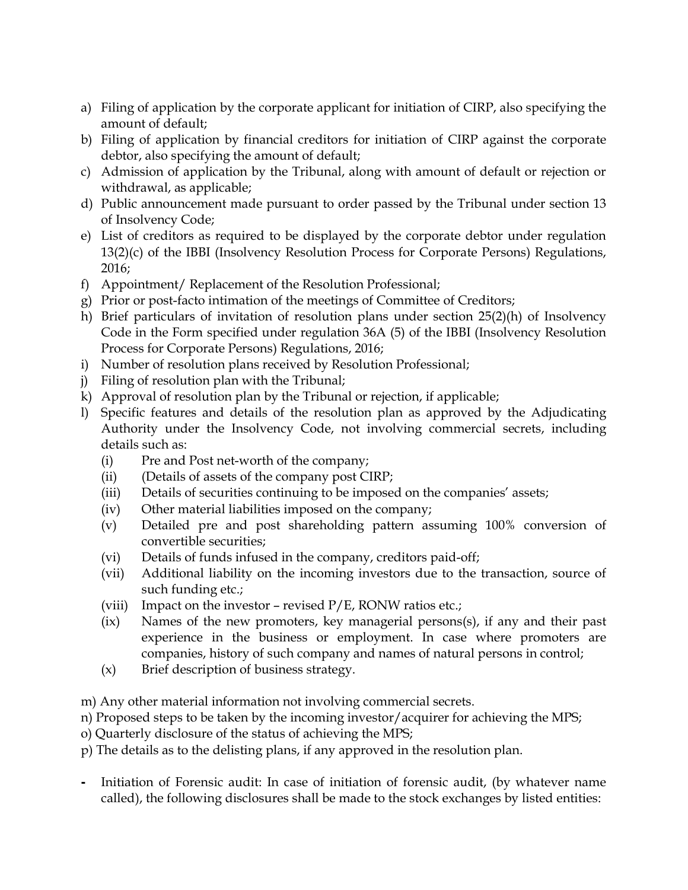a) Filing of application by the corporate applicant for initiation of CIRP, also specifying the amount of default;
b) Filing of application by financial creditors for initiation of CIRP against the corporate debtor, also specifying the amount of default;
c) Admission of application by the Tribunal, along with amount of default or rejection or withdrawal, as applicable;
d) Public announcement made pursuant to order passed by the Tribunal under section 13 of Insolvency Code;
e) List of creditors as required to be displayed by the corporate debtor under regulation 13(2)(c) of the IBBI (Insolvency Resolution Process for Corporate Persons) Regulations, 2016;
f) Appointment/ Replacement of the Resolution Professional;
g) Prior or post-facto intimation of the meetings of Committee of Creditors;
h) Brief particulars of invitation of resolution plans under section 25(2)(h) of Insolvency Code in the Form specified under regulation 36A (5) of the IBBI (Insolvency Resolution Process for Corporate Persons) Regulations, 2016;
i) Number of resolution plans received by Resolution Professional;
j) Filing of resolution plan with the Tribunal;
k) Approval of resolution plan by the Tribunal or rejection, if applicable;
l) Specific features and details of the resolution plan as approved by the Adjudicating Authority under the Insolvency Code, not involving commercial secrets, including details such as:
    (i) Pre and Post net-worth of the company;
    (ii) (Details of assets of the company post CIRP;
    (iii) Details of securities continuing to be imposed on the companies' assets;
    (iv) Other material liabilities imposed on the company;
    (v) Detailed pre and post shareholding pattern assuming 100% conversion of convertible securities;
    (vi) Details of funds infused in the company, creditors paid-off;
    (vii) Additional liability on the incoming investors due to the transaction, source of such funding etc.;
    (viii) Impact on the investor – revised P/E, RONW ratios etc.;
    (ix) Names of the new promoters, key managerial persons(s), if any and their past experience in the business or employment. In case where promoters are companies, history of such company and names of natural persons in control;
    (x) Brief description of business strategy.

m) Any other material information not involving commercial secrets.
n) Proposed steps to be taken by the incoming investor/acquirer for achieving the MPS;
o) Quarterly disclosure of the status of achieving the MPS;
p) The details as to the delisting plans, if any approved in the resolution plan.

- Initiation of Forensic audit: In case of initiation of forensic audit, (by whatever name called), the following disclosures shall be made to the stock exchanges by listed entities: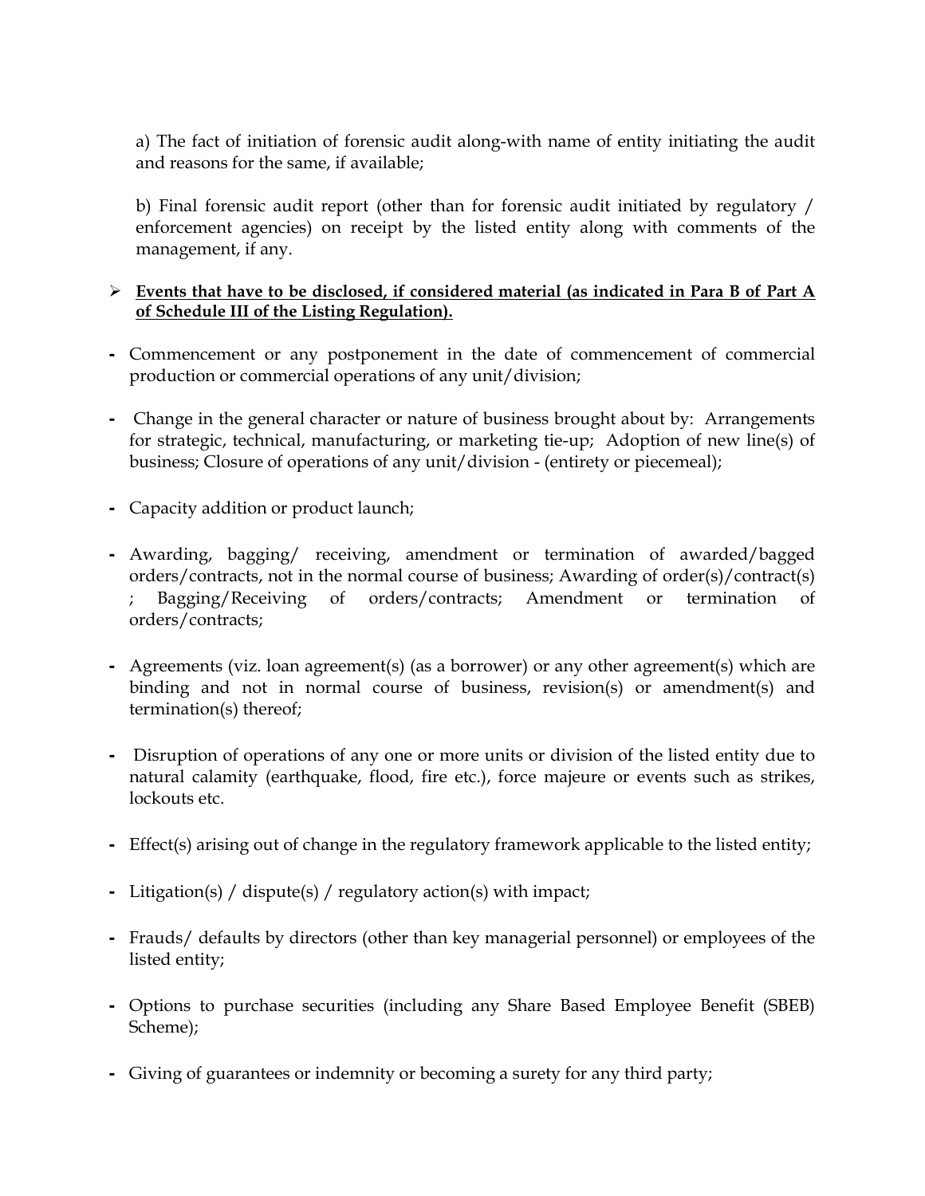a) The fact of initiation of forensic audit along-with name of entity initiating the audit and reasons for the same, if available;

b) Final forensic audit report (other than for forensic audit initiated by regulatory / enforcement agencies) on receipt by the listed entity along with comments of the management, if any.

- **Events that have to be disclosed, if considered material (as indicated in Para B of Part A of Schedule III of the Listing Regulation).**

- Commencement or any postponement in the date of commencement of commercial production or commercial operations of any unit/division;

- Change in the general character or nature of business brought about by: Arrangements for strategic, technical, manufacturing, or marketing tie-up; Adoption of new line(s) of business; Closure of operations of any unit/division - (entirety or piecemeal);

- Capacity addition or product launch;

- Awarding, bagging/ receiving, amendment or termination of awarded/bagged orders/contracts, not in the normal course of business; Awarding of order(s)/contract(s) ; Bagging/Receiving of orders/contracts; Amendment or termination of orders/contracts;

- Agreements (viz. loan agreement(s) (as a borrower) or any other agreement(s) which are binding and not in normal course of business, revision(s) or amendment(s) and termination(s) thereof;

- Disruption of operations of any one or more units or division of the listed entity due to natural calamity (earthquake, flood, fire etc.), force majeure or events such as strikes, lockouts etc.

- Effect(s) arising out of change in the regulatory framework applicable to the listed entity;

- Litigation(s) / dispute(s) / regulatory action(s) with impact;

- Frauds/ defaults by directors (other than key managerial personnel) or employees of the listed entity;

- Options to purchase securities (including any Share Based Employee Benefit (SBEB) Scheme);

- Giving of guarantees or indemnity or becoming a surety for any third party;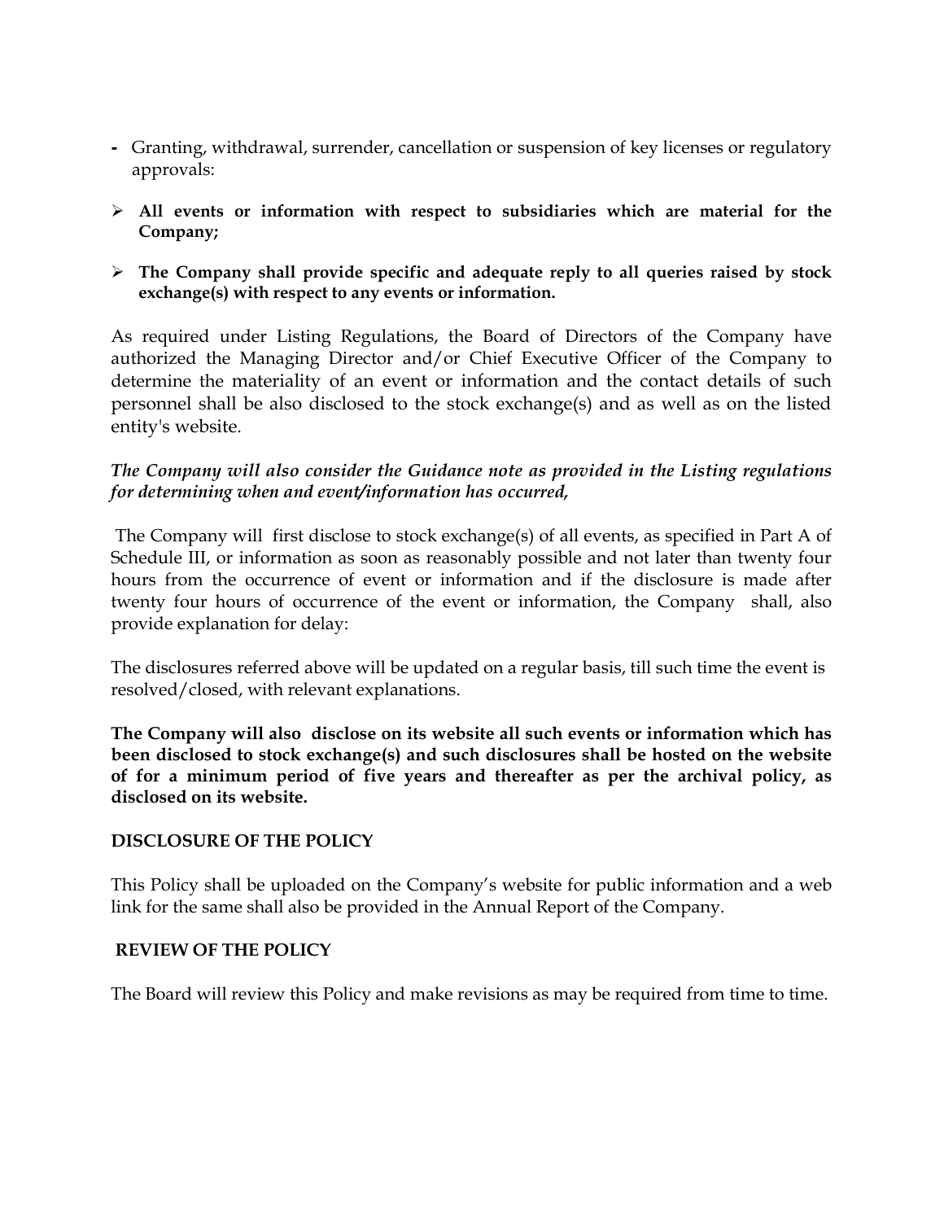- Granting, withdrawal, surrender, cancellation or suspension of key licenses or regulatory approvals:

- **All events or information with respect to subsidiaries which are material for the Company;**

- **The Company shall provide specific and adequate reply to all queries raised by stock exchange(s) with respect to any events or information.**

As required under Listing Regulations, the Board of Directors of the Company have authorized the Managing Director and/or Chief Executive Officer of the Company to determine the materiality of an event or information and the contact details of such personnel shall be also disclosed to the stock exchange(s) and as well as on the listed entity's website.

*The Company will also consider the Guidance note as provided in the Listing regulations for determining when and event/information has occurred,*

The Company will first disclose to stock exchange(s) of all events, as specified in Part A of Schedule III, or information as soon as reasonably possible and not later than twenty four hours from the occurrence of event or information and if the disclosure is made after twenty four hours of occurrence of the event or information, the Company shall, also provide explanation for delay:

The disclosures referred above will be updated on a regular basis, till such time the event is resolved/closed, with relevant explanations.

**The Company will also disclose on its website all such events or information which has been disclosed to stock exchange(s) and such disclosures shall be hosted on the website of for a minimum period of five years and thereafter as per the archival policy, as disclosed on its website.**

**DISCLOSURE OF THE POLICY**

This Policy shall be uploaded on the Company's website for public information and a web link for the same shall also be provided in the Annual Report of the Company.

**REVIEW OF THE POLICY**

The Board will review this Policy and make revisions as may be required from time to time.